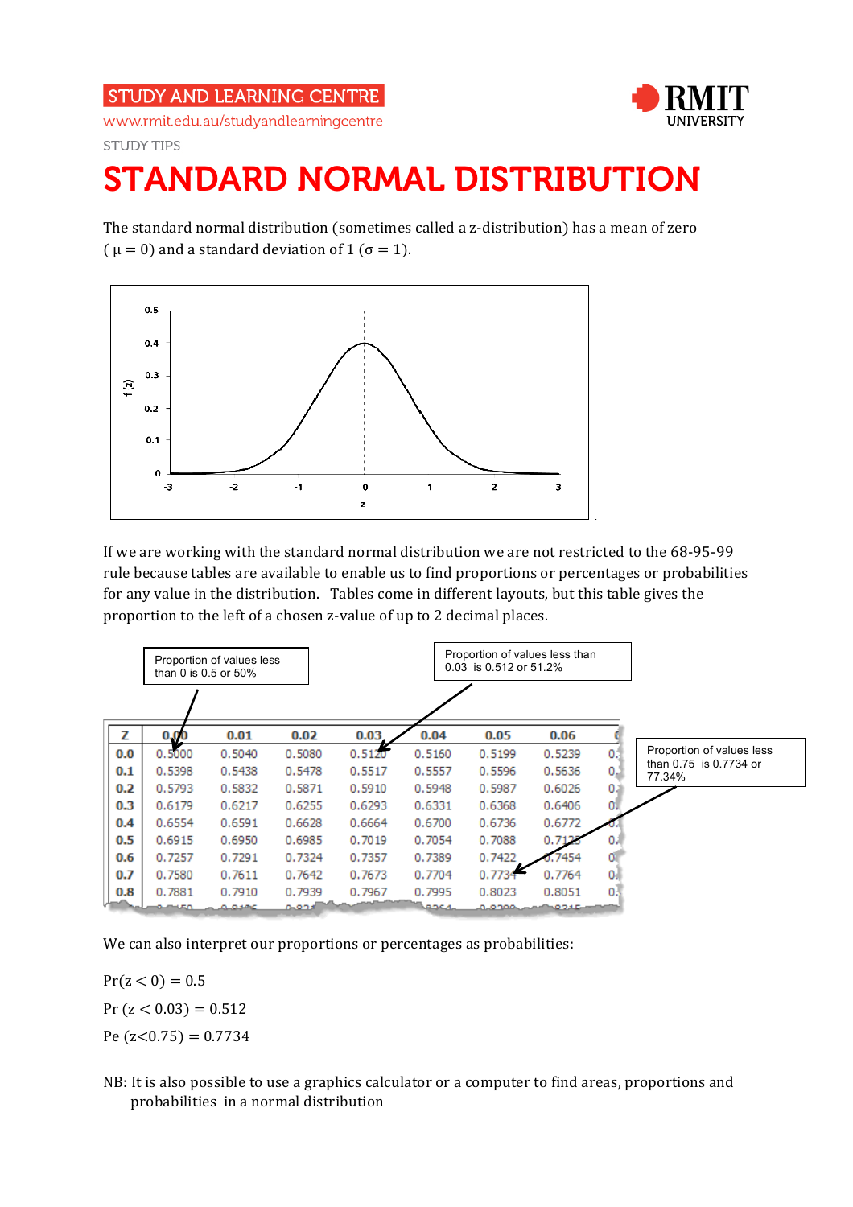STUDY AND LEARNING CENTRE

www.rmit.edu.au/studyandlearningcentre

STUDY TIPS

# STANDARD NORMAL DISTRIBUTION

The standard normal distribution (sometimes called a z-distribution) has a mean of zero ( $\mu = 0$) and a standard deviation of 1 ($\sigma = 1$).

If we are working with the standard normal distribution we are not restricted to the 68-95-99 rule because tables are available to enable us to find proportions or percentages or probabilities for any value in the distribution. Tables come in different layouts, but this table gives the proportion to the left of a chosen z-value of up to 2 decimal places.

Proportion of values less than 0 is 0.5 or 50%

Proportion of values less than 0.03 is 0.512 or 51.2%

Proportion of values less than 0.75 is 0.7734 or 77.34%

| Z | 0.00 | 0.01 | 0.02 | 0.03 | 0.04 | 0.05 | 0.06 |
|---|---|---|---|---|---|---|---|
| 0.0 | 0.5000 | 0.5040 | 0.5080 | 0.5120 | 0.5160 | 0.5199 | 0.5239 |
| 0.1 | 0.5398 | 0.5438 | 0.5478 | 0.5517 | 0.5557 | 0.5596 | 0.5636 |
| 0.2 | 0.5793 | 0.5832 | 0.5871 | 0.5910 | 0.5948 | 0.5987 | 0.6026 |
| 0.3 | 0.6179 | 0.6217 | 0.6255 | 0.6293 | 0.6331 | 0.6368 | 0.6406 |
| 0.4 | 0.6554 | 0.6591 | 0.6628 | 0.6664 | 0.6700 | 0.6736 | 0.6772 |
| 0.5 | 0.6915 | 0.6950 | 0.6985 | 0.7019 | 0.7054 | 0.7088 | 0.7123 |
| 0.6 | 0.7257 | 0.7291 | 0.7324 | 0.7357 | 0.7389 | 0.7422 | 0.7454 |
| 0.7 | 0.7580 | 0.7611 | 0.7642 | 0.7673 | 0.7704 | 0.7734 | 0.7764 |
| 0.8 | 0.7881 | 0.7910 | 0.7939 | 0.7967 | 0.7995 | 0.8023 | 0.8051 |

We can also interpret our proportions or percentages as probabilities:

$\Pr(z < 0) = 0.5$

$\Pr(z < 0.03) = 0.512$

$\text{Pe}(z<0.75) = 0.7734$

NB: It is also possible to use a graphics calculator or a computer to find areas, proportions and probabilities in a normal distribution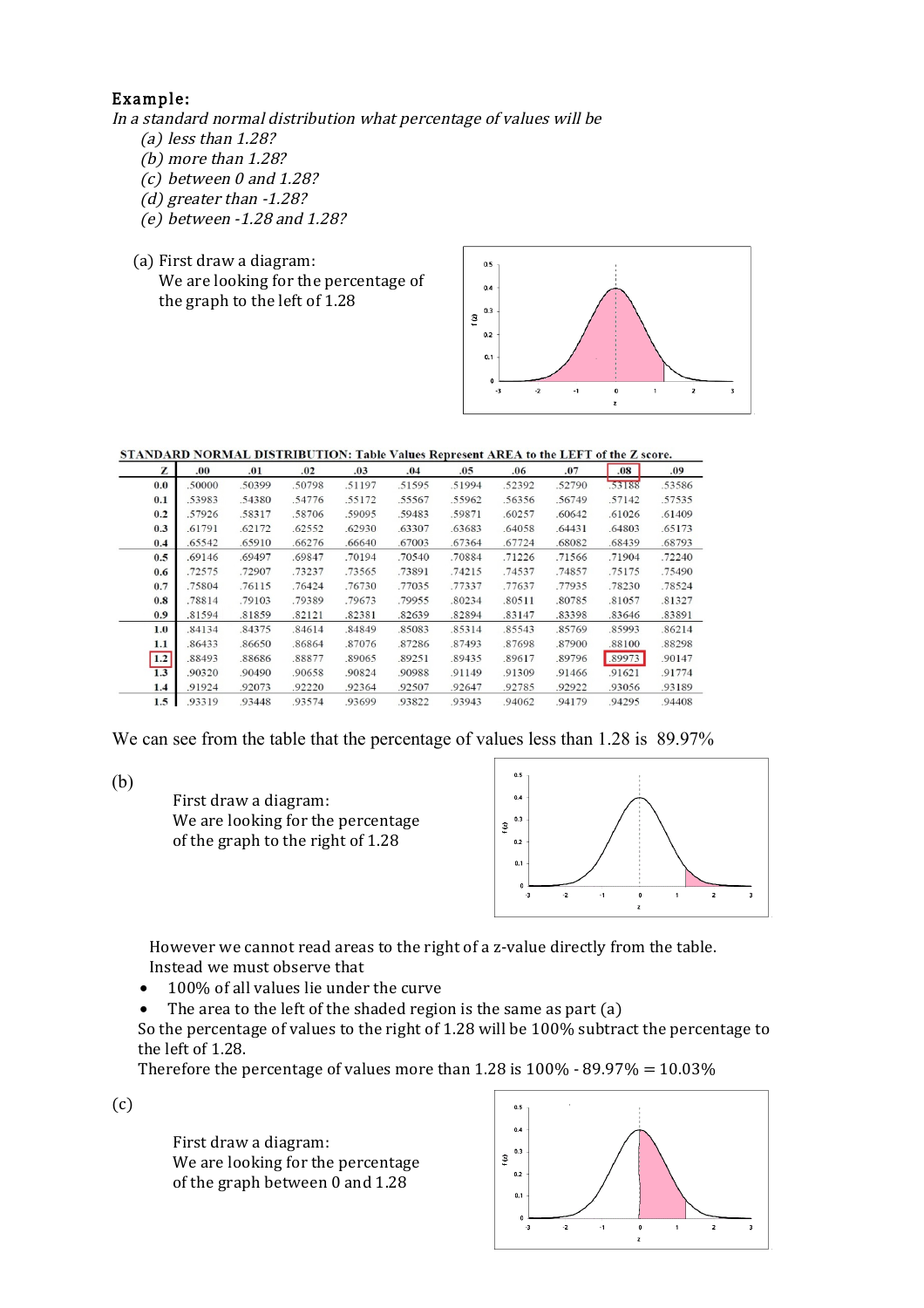**Example:**

*In a standard normal distribution what percentage of values will be*

*(a) less than 1.28?*
*(b) more than 1.28?*
*(c) between 0 and 1.28?*
*(d) greater than -1.28?*
*(e) between -1.28 and 1.28?*

(a) First draw a diagram:
We are looking for the percentage of the graph to the left of 1.28

**STANDARD NORMAL DISTRIBUTION: Table Values Represent AREA to the LEFT of the Z score.**

| Z | .00 | .01 | .02 | .03 | .04 | .05 | .06 | .07 | .08 | .09 |
|---|---|---|---|---|---|---|---|---|---|---|
| 0.0 | .50000 | .50399 | .50798 | .51197 | .51595 | .51994 | .52392 | .52790 | .53188 | .53586 |
| 0.1 | .53983 | .54380 | .54776 | .55172 | .55567 | .55962 | .56356 | .56749 | .57142 | .57535 |
| 0.2 | .57926 | .58317 | .58706 | .59095 | .59483 | .59871 | .60257 | .60642 | .61026 | .61409 |
| 0.3 | .61791 | .62172 | .62552 | .62930 | .63307 | .63683 | .64058 | .64431 | .64803 | .65173 |
| 0.4 | .65542 | .65910 | .66276 | .66640 | .67003 | .67364 | .67724 | .68082 | .68439 | .68793 |
| 0.5 | .69146 | .69497 | .69847 | .70194 | .70540 | .70884 | .71226 | .71566 | .71904 | .72240 |
| 0.6 | .72575 | .72907 | .73237 | .73565 | .73891 | .74215 | .74537 | .74857 | .75175 | .75490 |
| 0.7 | .75804 | .76115 | .76424 | .76730 | .77035 | .77337 | .77637 | .77935 | .78230 | .78524 |
| 0.8 | .78814 | .79103 | .79389 | .79673 | .79955 | .80234 | .80511 | .80785 | .81057 | .81327 |
| 0.9 | .81594 | .81859 | .82121 | .82381 | .82639 | .82894 | .83147 | .83398 | .83646 | .83891 |
| 1.0 | .84134 | .84375 | .84614 | .84849 | .85083 | .85314 | .85543 | .85769 | .85993 | .86214 |
| 1.1 | .86433 | .86650 | .86864 | .87076 | .87286 | .87493 | .87698 | .87900 | .88100 | .88298 |
| 1.2 | .88493 | .88686 | .88877 | .89065 | .89251 | .89435 | .89617 | .89796 | .89973 | .90147 |
| 1.3 | .90320 | .90490 | .90658 | .90824 | .90988 | .91149 | .91309 | .91466 | .91621 | .91774 |
| 1.4 | .91924 | .92073 | .92220 | .92364 | .92507 | .92647 | .92785 | .92922 | .93056 | .93189 |
| 1.5 | .93319 | .93448 | .93574 | .93699 | .93822 | .93943 | .94062 | .94179 | .94295 | .94408 |

We can see from the table that the percentage of values less than 1.28 is 89.97%

(b)

First draw a diagram:
We are looking for the percentage of the graph to the right of 1.28

However we cannot read areas to the right of a z-value directly from the table. Instead we must observe that

- 100% of all values lie under the curve
- The area to the left of the shaded region is the same as part (a)

So the percentage of values to the right of 1.28 will be 100% subtract the percentage to the left of 1.28.

Therefore the percentage of values more than 1.28 is 100% - 89.97% = 10.03%

(c)

First draw a diagram:
We are looking for the percentage of the graph between 0 and 1.28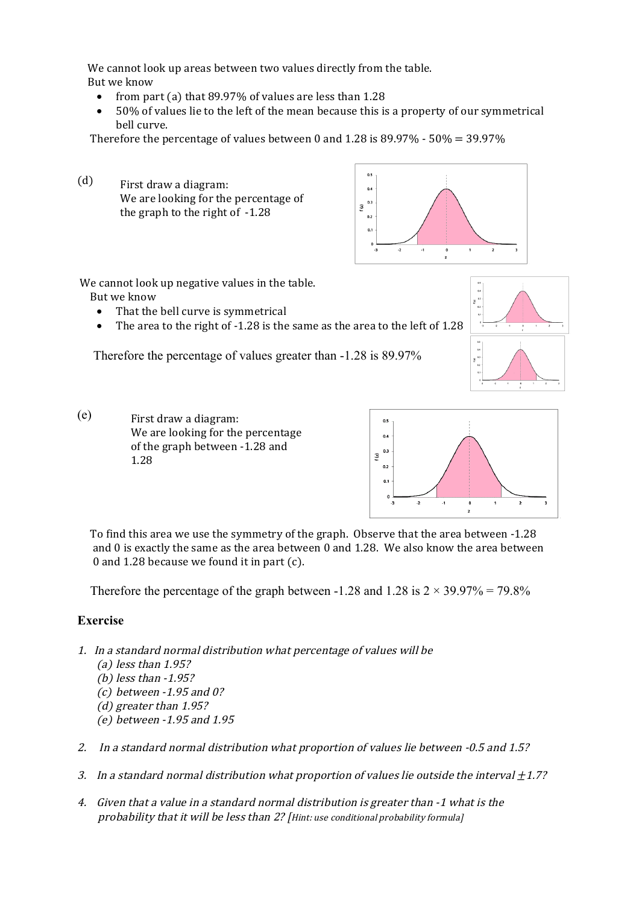We cannot look up areas between two values directly from the table.
But we know

- from part (a) that 89.97% of values are less than 1.28
- 50% of values lie to the left of the mean because this is a property of our symmetrical bell curve.

Therefore the percentage of values between 0 and 1.28 is 89.97% - 50% = 39.97%

(d) First draw a diagram:
We are looking for the percentage of the graph to the right of -1.28

We cannot look up negative values in the table.
But we know

- That the bell curve is symmetrical
- The area to the right of -1.28 is the same as the area to the left of 1.28

Therefore the percentage of values greater than -1.28 is 89.97%

(e) First draw a diagram:
We are looking for the percentage of the graph between -1.28 and 1.28

To find this area we use the symmetry of the graph. Observe that the area between -1.28 and 0 is exactly the same as the area between 0 and 1.28. We also know the area between 0 and 1.28 because we found it in part (c).

Therefore the percentage of the graph between -1.28 and 1.28 is $2 \times 39.97\% = 79.8\%$

**Exercise**

1. *In a standard normal distribution what percentage of values will be*
   *(a) less than 1.95?*
   *(b) less than -1.95?*
   *(c) between -1.95 and 0?*
   *(d) greater than 1.95?*
   *(e) between -1.95 and 1.95*

2. *In a standard normal distribution what proportion of values lie between -0.5 and 1.5?*

3. *In a standard normal distribution what proportion of values lie outside the interval $\pm 1.7$?*

4. *Given that a value in a standard normal distribution is greater than -1 what is the probability that it will be less than 2? [Hint: use conditional probability formula]*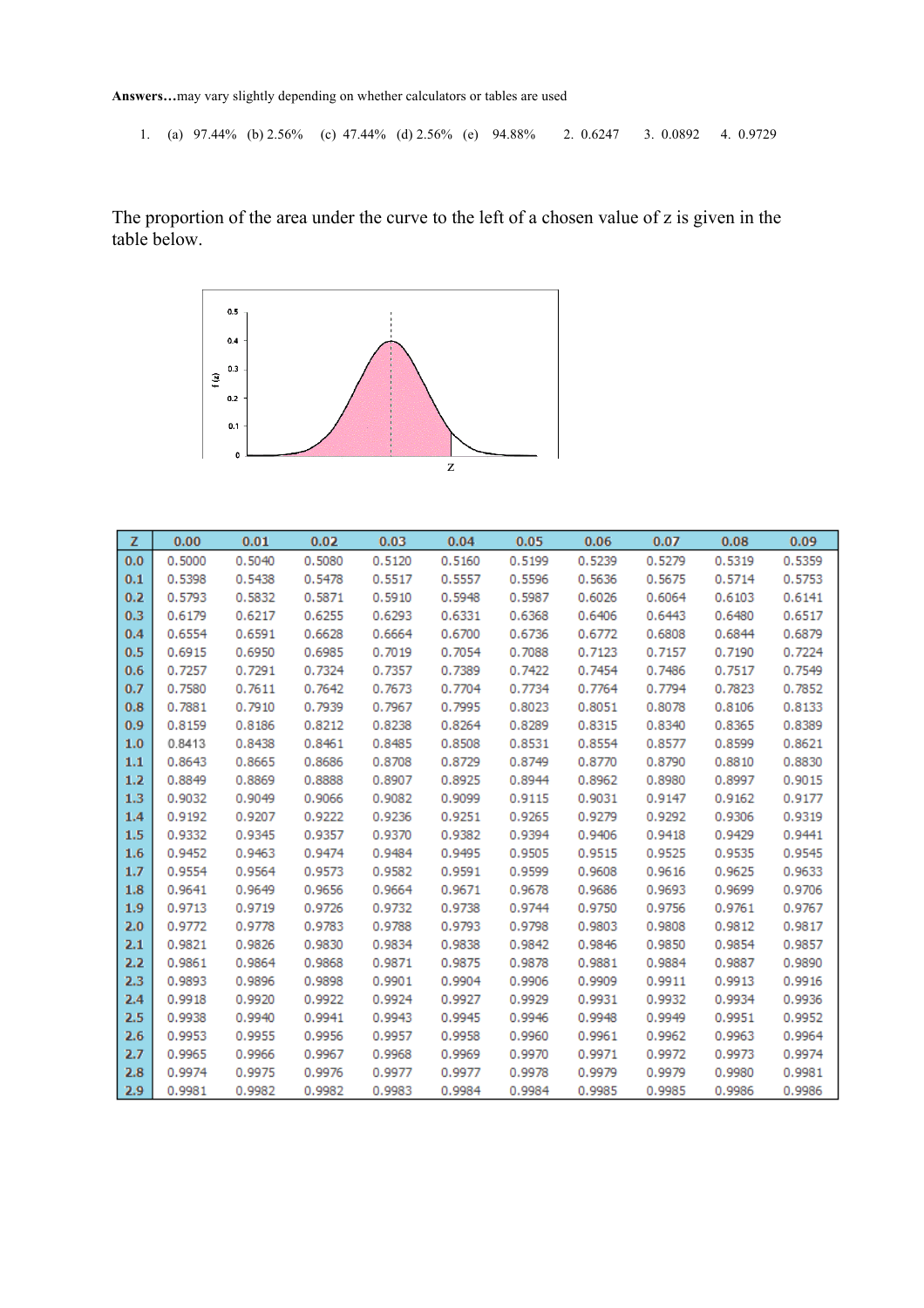**Answers…**may vary slightly depending on whether calculators or tables are used

1. (a) 97.44% (b) 2.56% (c) 47.44% (d) 2.56% (e) 94.88% 2. 0.6247 3. 0.0892 4. 0.9729

The proportion of the area under the curve to the left of a chosen value of z is given in the table below.

0.5
0.4
0.3
0.2
0.1
0
f (z)
z

| z | 0.00 | 0.01 | 0.02 | 0.03 | 0.04 | 0.05 | 0.06 | 0.07 | 0.08 | 0.09 |
|---|---|---|---|---|---|---|---|---|---|---|
| 0.0 | 0.5000 | 0.5040 | 0.5080 | 0.5120 | 0.5160 | 0.5199 | 0.5239 | 0.5279 | 0.5319 | 0.5359 |
| 0.1 | 0.5398 | 0.5438 | 0.5478 | 0.5517 | 0.5557 | 0.5596 | 0.5636 | 0.5675 | 0.5714 | 0.5753 |
| 0.2 | 0.5793 | 0.5832 | 0.5871 | 0.5910 | 0.5948 | 0.5987 | 0.6026 | 0.6064 | 0.6103 | 0.6141 |
| 0.3 | 0.6179 | 0.6217 | 0.6255 | 0.6293 | 0.6331 | 0.6368 | 0.6406 | 0.6443 | 0.6480 | 0.6517 |
| 0.4 | 0.6554 | 0.6591 | 0.6628 | 0.6664 | 0.6700 | 0.6736 | 0.6772 | 0.6808 | 0.6844 | 0.6879 |
| 0.5 | 0.6915 | 0.6950 | 0.6985 | 0.7019 | 0.7054 | 0.7088 | 0.7123 | 0.7157 | 0.7190 | 0.7224 |
| 0.6 | 0.7257 | 0.7291 | 0.7324 | 0.7357 | 0.7389 | 0.7422 | 0.7454 | 0.7486 | 0.7517 | 0.7549 |
| 0.7 | 0.7580 | 0.7611 | 0.7642 | 0.7673 | 0.7704 | 0.7734 | 0.7764 | 0.7794 | 0.7823 | 0.7852 |
| 0.8 | 0.7881 | 0.7910 | 0.7939 | 0.7967 | 0.7995 | 0.8023 | 0.8051 | 0.8078 | 0.8106 | 0.8133 |
| 0.9 | 0.8159 | 0.8186 | 0.8212 | 0.8238 | 0.8264 | 0.8289 | 0.8315 | 0.8340 | 0.8365 | 0.8389 |
| 1.0 | 0.8413 | 0.8438 | 0.8461 | 0.8485 | 0.8508 | 0.8531 | 0.8554 | 0.8577 | 0.8599 | 0.8621 |
| 1.1 | 0.8643 | 0.8665 | 0.8686 | 0.8708 | 0.8729 | 0.8749 | 0.8770 | 0.8790 | 0.8810 | 0.8830 |
| 1.2 | 0.8849 | 0.8869 | 0.8888 | 0.8907 | 0.8925 | 0.8944 | 0.8962 | 0.8980 | 0.8997 | 0.9015 |
| 1.3 | 0.9032 | 0.9049 | 0.9066 | 0.9082 | 0.9099 | 0.9115 | 0.9031 | 0.9147 | 0.9162 | 0.9177 |
| 1.4 | 0.9192 | 0.9207 | 0.9222 | 0.9236 | 0.9251 | 0.9265 | 0.9279 | 0.9292 | 0.9306 | 0.9319 |
| 1.5 | 0.9332 | 0.9345 | 0.9357 | 0.9370 | 0.9382 | 0.9394 | 0.9406 | 0.9418 | 0.9429 | 0.9441 |
| 1.6 | 0.9452 | 0.9463 | 0.9474 | 0.9484 | 0.9495 | 0.9505 | 0.9515 | 0.9525 | 0.9535 | 0.9545 |
| 1.7 | 0.9554 | 0.9564 | 0.9573 | 0.9582 | 0.9591 | 0.9599 | 0.9608 | 0.9616 | 0.9625 | 0.9633 |
| 1.8 | 0.9641 | 0.9649 | 0.9656 | 0.9664 | 0.9671 | 0.9678 | 0.9686 | 0.9693 | 0.9699 | 0.9706 |
| 1.9 | 0.9713 | 0.9719 | 0.9726 | 0.9732 | 0.9738 | 0.9744 | 0.9750 | 0.9756 | 0.9761 | 0.9767 |
| 2.0 | 0.9772 | 0.9778 | 0.9783 | 0.9788 | 0.9793 | 0.9798 | 0.9803 | 0.9808 | 0.9812 | 0.9817 |
| 2.1 | 0.9821 | 0.9826 | 0.9830 | 0.9834 | 0.9838 | 0.9842 | 0.9846 | 0.9850 | 0.9854 | 0.9857 |
| 2.2 | 0.9861 | 0.9864 | 0.9868 | 0.9871 | 0.9875 | 0.9878 | 0.9881 | 0.9884 | 0.9887 | 0.9890 |
| 2.3 | 0.9893 | 0.9896 | 0.9898 | 0.9901 | 0.9904 | 0.9906 | 0.9909 | 0.9911 | 0.9913 | 0.9916 |
| 2.4 | 0.9918 | 0.9920 | 0.9922 | 0.9924 | 0.9927 | 0.9929 | 0.9931 | 0.9932 | 0.9934 | 0.9936 |
| 2.5 | 0.9938 | 0.9940 | 0.9941 | 0.9943 | 0.9945 | 0.9946 | 0.9948 | 0.9949 | 0.9951 | 0.9952 |
| 2.6 | 0.9953 | 0.9955 | 0.9956 | 0.9957 | 0.9958 | 0.9960 | 0.9961 | 0.9962 | 0.9963 | 0.9964 |
| 2.7 | 0.9965 | 0.9966 | 0.9967 | 0.9968 | 0.9969 | 0.9970 | 0.9971 | 0.9972 | 0.9973 | 0.9974 |
| 2.8 | 0.9974 | 0.9975 | 0.9976 | 0.9977 | 0.9977 | 0.9978 | 0.9979 | 0.9979 | 0.9980 | 0.9981 |
| 2.9 | 0.9981 | 0.9982 | 0.9982 | 0.9983 | 0.9984 | 0.9984 | 0.9985 | 0.9985 | 0.9986 | 0.9986 |